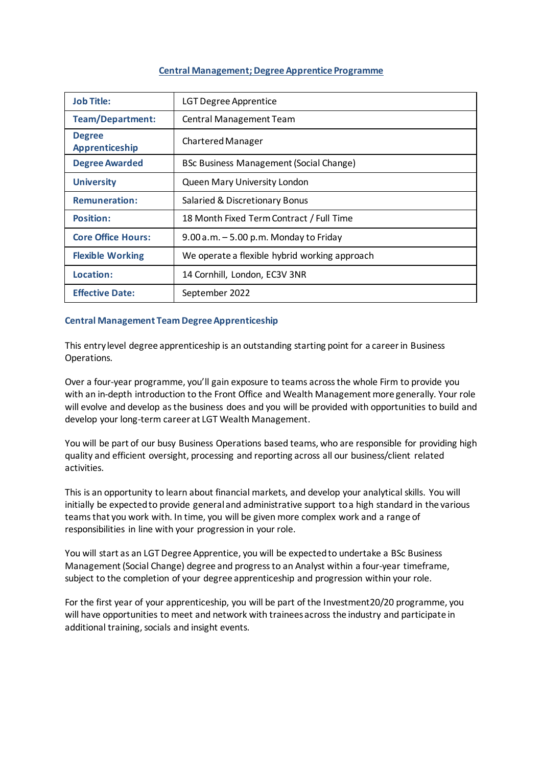## Central Management; Degree Apprentice Programme

| | |
|---|---|
| **Job Title:** | LGT Degree Apprentice |
| **Team/Department:** | Central Management Team |
| **Degree Apprenticeship** | Chartered Manager |
| **Degree Awarded** | BSc Business Management (Social Change) |
| **University** | Queen Mary University London |
| **Remuneration:** | Salaried & Discretionary Bonus |
| **Position:** | 18 Month Fixed Term Contract / Full Time |
| **Core Office Hours:** | 9.00 a.m. – 5.00 p.m. Monday to Friday |
| **Flexible Working** | We operate a flexible hybrid working approach |
| **Location:** | 14 Cornhill, London, EC3V 3NR |
| **Effective Date:** | September 2022 |

### Central Management Team Degree Apprenticeship

This entry level degree apprenticeship is an outstanding starting point for a career in Business Operations.

Over a four-year programme, you'll gain exposure to teams across the whole Firm to provide you with an in-depth introduction to the Front Office and Wealth Management more generally. Your role will evolve and develop as the business does and you will be provided with opportunities to build and develop your long-term career at LGT Wealth Management.

You will be part of our busy Business Operations based teams, who are responsible for providing high quality and efficient oversight, processing and reporting across all our business/client related activities.

This is an opportunity to learn about financial markets, and develop your analytical skills. You will initially be expected to provide general and administrative support to a high standard in the various teams that you work with. In time, you will be given more complex work and a range of responsibilities in line with your progression in your role.

You will start as an LGT Degree Apprentice, you will be expected to undertake a BSc Business Management (Social Change) degree and progress to an Analyst within a four-year timeframe, subject to the completion of your degree apprenticeship and progression within your role.

For the first year of your apprenticeship, you will be part of the Investment20/20 programme, you will have opportunities to meet and network with trainees across the industry and participate in additional training, socials and insight events.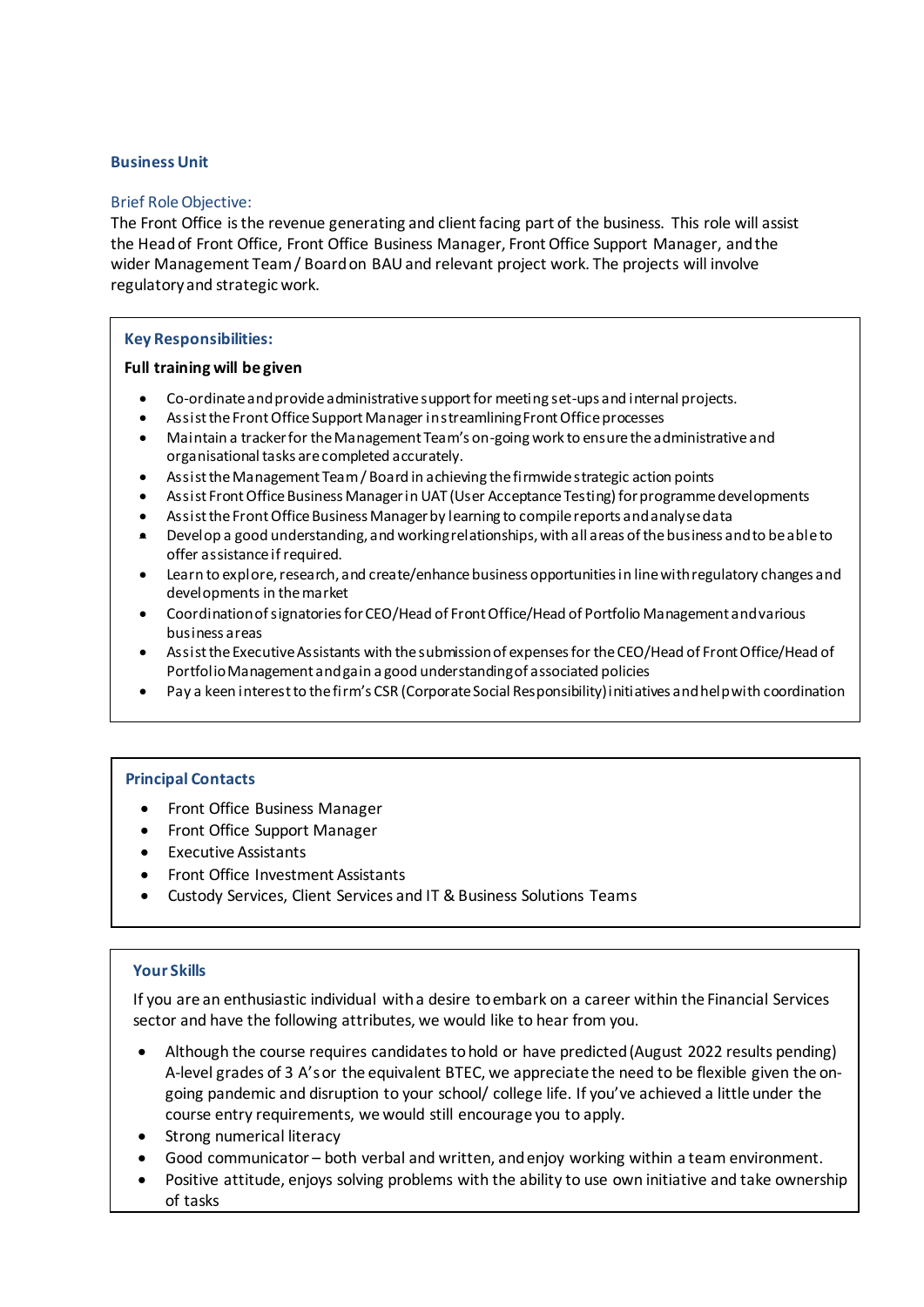### Business Unit

Brief Role Objective:

The Front Office is the revenue generating and client facing part of the business. This role will assist the Head of Front Office, Front Office Business Manager, Front Office Support Manager, and the wider Management Team / Board on BAU and relevant project work. The projects will involve regulatory and strategic work.

### Key Responsibilities:

**Full training will be given**

- Co-ordinate and provide administrative support for meeting set-ups and internal projects.
- Assist the Front Office Support Manager in streamlining Front Office processes
- Maintain a tracker for the Management Team's on-going work to ensure the administrative and organisational tasks are completed accurately.
- Assist the Management Team / Board in achieving the firmwide strategic action points
- Assist Front Office Business Manager in UAT (User Acceptance Testing) for programme developments
- Assist the Front Office Business Manager by learning to compile reports and analyse data
- Develop a good understanding, and working relationships, with all areas of the business and to be able to offer assistance if required.
- Learn to explore, research, and create/enhance business opportunities in line with regulatory changes and developments in the market
- Coordination of signatories for CEO/Head of Front Office/Head of Portfolio Management and various business areas
- Assist the Executive Assistants with the submission of expenses for the CEO/Head of Front Office/Head of Portfolio Management and gain a good understanding of associated policies
- Pay a keen interest to the firm's CSR (Corporate Social Responsibility) initiatives and help with coordination

### Principal Contacts

- Front Office Business Manager
- Front Office Support Manager
- Executive Assistants
- Front Office Investment Assistants
- Custody Services, Client Services and IT & Business Solutions Teams

### Your Skills

If you are an enthusiastic individual with a desire to embark on a career within the Financial Services sector and have the following attributes, we would like to hear from you.

- Although the course requires candidates to hold or have predicted (August 2022 results pending) A-level grades of 3 A's or the equivalent BTEC, we appreciate the need to be flexible given the on-going pandemic and disruption to your school/ college life. If you've achieved a little under the course entry requirements, we would still encourage you to apply.
- Strong numerical literacy
- Good communicator – both verbal and written, and enjoy working within a team environment.
- Positive attitude, enjoys solving problems with the ability to use own initiative and take ownership of tasks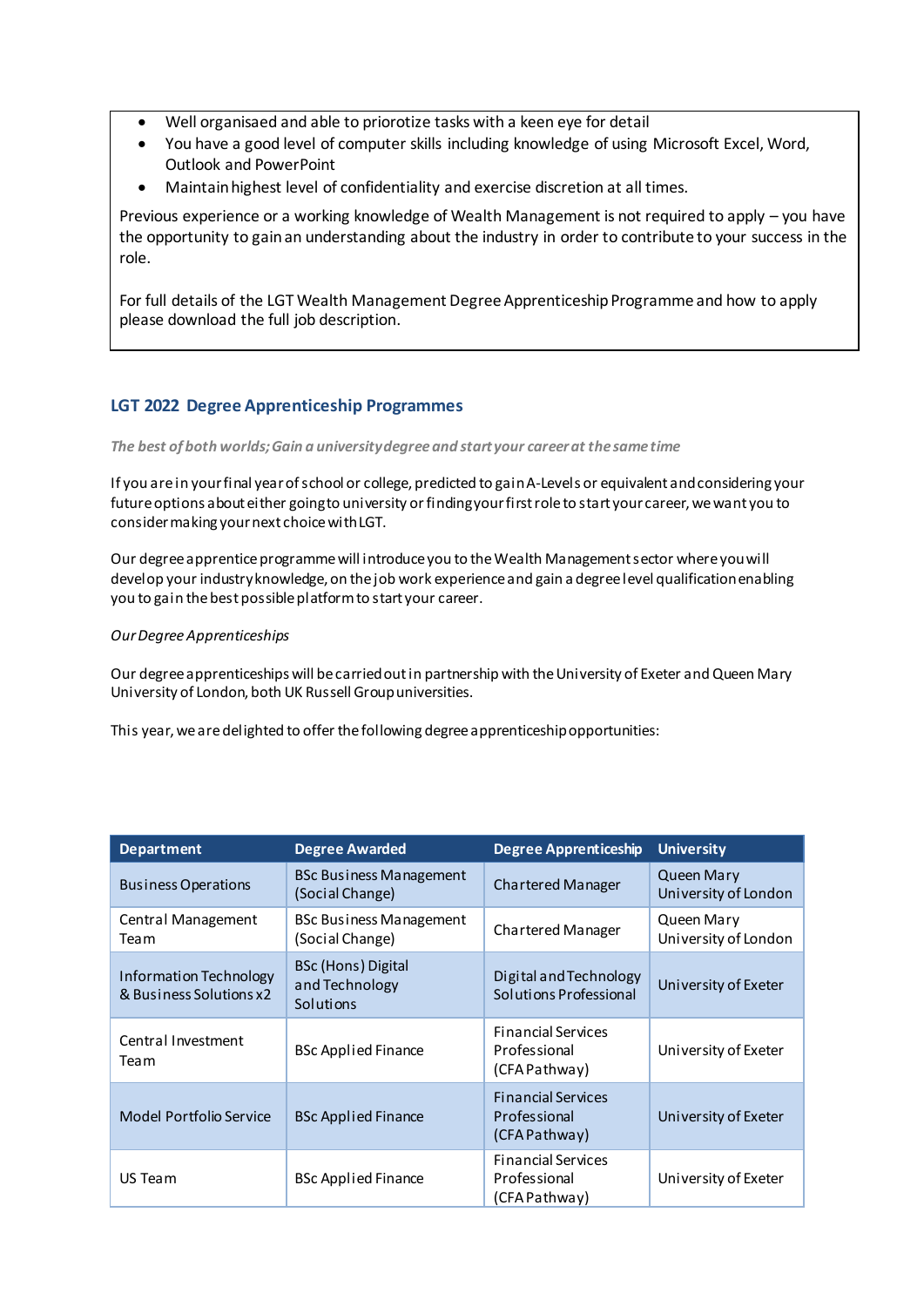- Well organisaed and able to priorotize tasks with a keen eye for detail
- You have a good level of computer skills including knowledge of using Microsoft Excel, Word, Outlook and PowerPoint
- Maintain highest level of confidentiality and exercise discretion at all times.

Previous experience or a working knowledge of Wealth Management is not required to apply – you have the opportunity to gain an understanding about the industry in order to contribute to your success in the role.

For full details of the LGT Wealth Management Degree Apprenticeship Programme and how to apply please download the full job description.

### LGT 2022 Degree Apprenticeship Programmes

*The best of both worlds; Gain a university degree and start your career at the same time*

If you are in your final year of school or college, predicted to gain A-Levels or equivalent and considering your future options about either going to university or finding your first role to start your career, we want you to consider making your next choice with LGT.

Our degree apprentice programme will introduce you to the Wealth Management sector where you will develop your industry knowledge, on the job work experience and gain a degree level qualification enabling you to gain the best possible platform to start your career.

*Our Degree Apprenticeships*

Our degree apprenticeships will be carried out in partnership with the University of Exeter and Queen Mary University of London, both UK Russell Group universities.

This year, we are delighted to offer the following degree apprenticeship opportunities:

| Department | Degree Awarded | Degree Apprenticeship | University |
|---|---|---|---|
| Business Operations | BSc Business Management (Social Change) | Chartered Manager | Queen Mary University of London |
| Central Management Team | BSc Business Management (Social Change) | Chartered Manager | Queen Mary University of London |
| Information Technology & Business Solutions x2 | BSc (Hons) Digital and Technology Solutions | Digital and Technology Solutions Professional | University of Exeter |
| Central Investment Team | BSc Applied Finance | Financial Services Professional (CFA Pathway) | University of Exeter |
| Model Portfolio Service | BSc Applied Finance | Financial Services Professional (CFA Pathway) | University of Exeter |
| US Team | BSc Applied Finance | Financial Services Professional (CFA Pathway) | University of Exeter |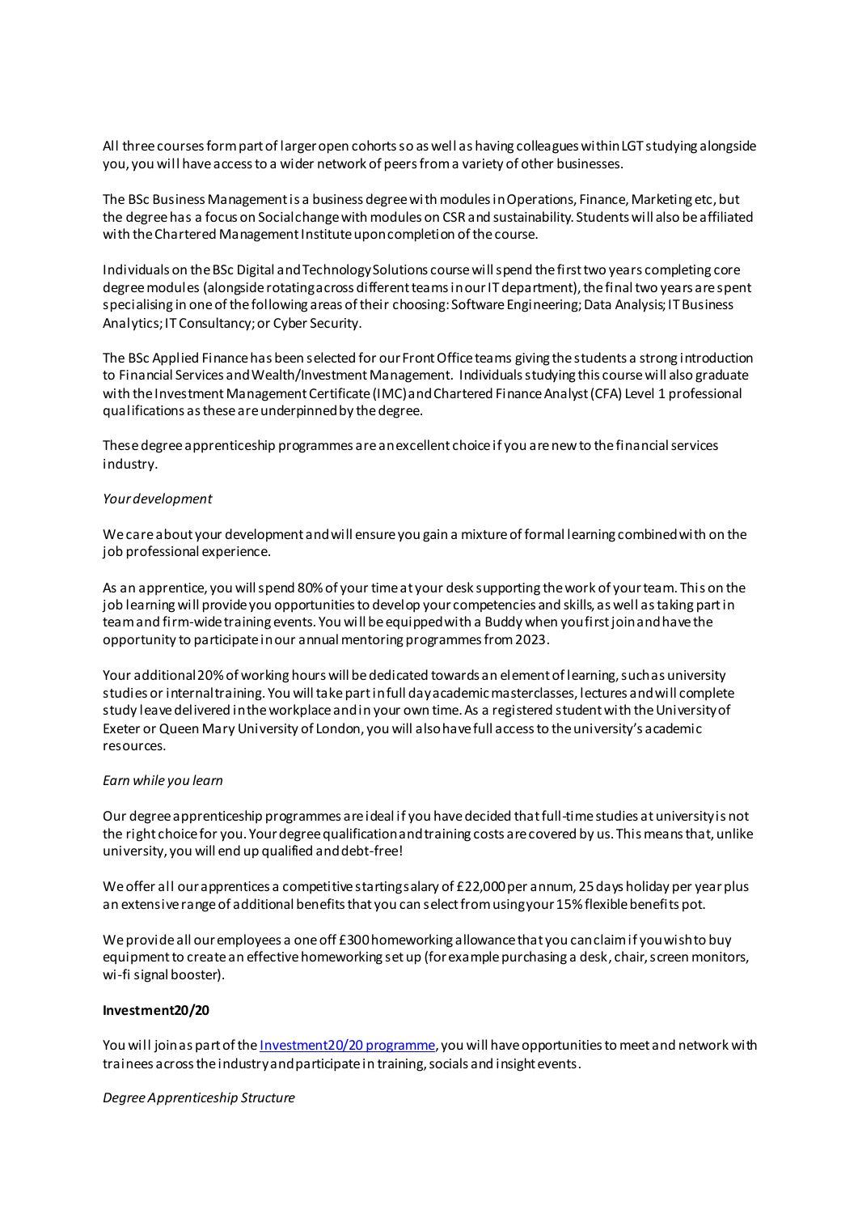All three courses form part of larger open cohorts so as well as having colleagues within LGT studying alongside you, you will have access to a wider network of peers from a variety of other businesses.

The BSc Business Management is a business degree with modules in Operations, Finance, Marketing etc, but the degree has a focus on Social change with modules on CSR and sustainability. Students will also be affiliated with the Chartered Management Institute upon completion of the course.

Individuals on the BSc Digital and Technology Solutions course will spend the first two years completing core degree modules (alongside rotating across different teams in our IT department), the final two years are spent specialising in one of the following areas of their choosing: Software Engineering; Data Analysis; IT Business Analytics; IT Consultancy; or Cyber Security.

The BSc Applied Finance has been selected for our Front Office teams giving the students a strong introduction to Financial Services and Wealth/Investment Management. Individuals studying this course will also graduate with the Investment Management Certificate (IMC) and Chartered Finance Analyst (CFA) Level 1 professional qualifications as these are underpinned by the degree.

These degree apprenticeship programmes are an excellent choice if you are new to the financial services industry.

*Your development*

We care about your development and will ensure you gain a mixture of formal learning combined with on the job professional experience.

As an apprentice, you will spend 80% of your time at your desk supporting the work of your team. This on the job learning will provide you opportunities to develop your competencies and skills, as well as taking part in team and firm-wide training events. You will be equipped with a Buddy when you first join and have the opportunity to participate in our annual mentoring programmes from 2023.

Your additional 20% of working hours will be dedicated towards an element of learning, such as university studies or internal training. You will take part in full day academic masterclasses, lectures and will complete study leave delivered in the workplace and in your own time. As a registered student with the University of Exeter or Queen Mary University of London, you will also have full access to the university's academic resources.

*Earn while you learn*

Our degree apprenticeship programmes are ideal if you have decided that full-time studies at university is not the right choice for you. Your degree qualification and training costs are covered by us. This means that, unlike university, you will end up qualified and debt-free!

We offer all our apprentices a competitive starting salary of £22,000 per annum, 25 days holiday per year plus an extensive range of additional benefits that you can select from using your 15% flexible benefits pot.

We provide all our employees a one off £300 homeworking allowance that you can claim if you wish to buy equipment to create an effective homeworking set up (for example purchasing a desk, chair, screen monitors, wi-fi signal booster).

**Investment20/20**

You will join as part of the Investment20/20 programme, you will have opportunities to meet and network with trainees across the industry and participate in training, socials and insight events.

*Degree Apprenticeship Structure*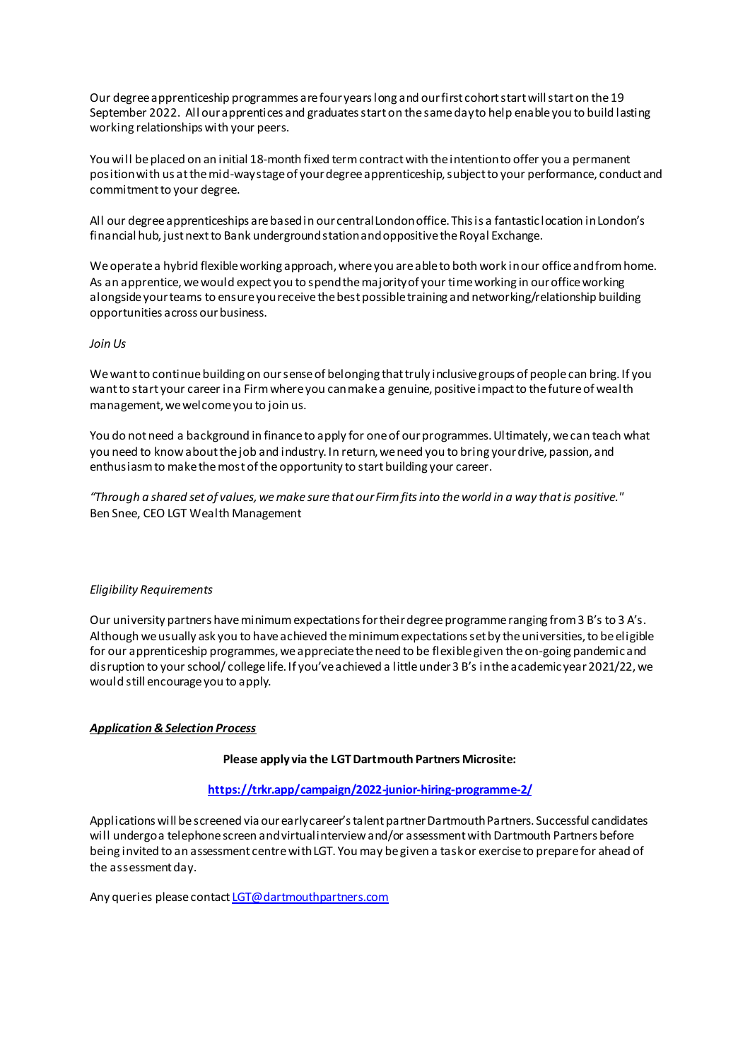Our degree apprenticeship programmes are four years long and our first cohort start will start on the 19 September 2022. All our apprentices and graduates start on the same day to help enable you to build lasting working relationships with your peers.

You will be placed on an initial 18-month fixed term contract with the intention to offer you a permanent position with us at the mid-way stage of your degree apprenticeship, subject to your performance, conduct and commitment to your degree.

All our degree apprenticeships are based in our central London office. This is a fantastic location in London's financial hub, just next to Bank underground station and oppositive the Royal Exchange.

We operate a hybrid flexible working approach, where you are able to both work in our office and from home. As an apprentice, we would expect you to spend the majority of your time working in our office working alongside your teams to ensure you receive the best possible training and networking/relationship building opportunities across our business.

*Join Us*

We want to continue building on our sense of belonging that truly inclusive groups of people can bring. If you want to start your career in a Firm where you can make a genuine, positive impact to the future of wealth management, we welcome you to join us.

You do not need a background in finance to apply for one of our programmes. Ultimately, we can teach what you need to know about the job and industry. In return, we need you to bring your drive, passion, and enthusiasm to make the most of the opportunity to start building your career.

*"Through a shared set of values, we make sure that our Firm fits into the world in a way that is positive."*
Ben Snee, CEO LGT Wealth Management

*Eligibility Requirements*

Our university partners have minimum expectations for their degree programme ranging from 3 B's to 3 A's. Although we usually ask you to have achieved the minimum expectations set by the universities, to be eligible for our apprenticeship programmes, we appreciate the need to be flexible given the on-going pandemic and disruption to your school/ college life. If you've achieved a little under 3 B's in the academic year 2021/22, we would still encourage you to apply.

***<u>Application & Selection Process</u>***

**Please apply via the LGT Dartmouth Partners Microsite:**

**[https://trkr.app/campaign/2022-junior-hiring-programme-2/](https://trkr.app/campaign/2022-junior-hiring-programme-2/)**

Applications will be screened via our early career's talent partner Dartmouth Partners. Successful candidates will undergo a telephone screen and virtual interview and/or assessment with Dartmouth Partners before being invited to an assessment centre with LGT. You may be given a task or exercise to prepare for ahead of the assessment day.

Any queries please contact [LGT@dartmouthpartners.com](mailto:LGT@dartmouthpartners.com)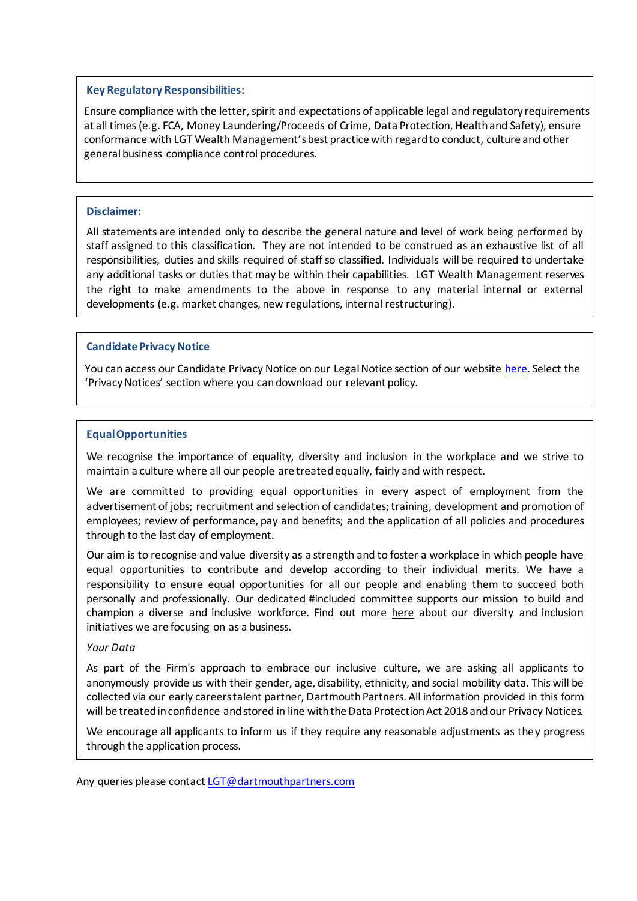### Key Regulatory Responsibilities:

Ensure compliance with the letter, spirit and expectations of applicable legal and regulatory requirements at all times (e.g. FCA, Money Laundering/Proceeds of Crime, Data Protection, Health and Safety), ensure conformance with LGT Wealth Management's best practice with regard to conduct, culture and other general business compliance control procedures.

### Disclaimer:

All statements are intended only to describe the general nature and level of work being performed by staff assigned to this classification. They are not intended to be construed as an exhaustive list of all responsibilities, duties and skills required of staff so classified. Individuals will be required to undertake any additional tasks or duties that may be within their capabilities. LGT Wealth Management reserves the right to make amendments to the above in response to any material internal or external developments (e.g. market changes, new regulations, internal restructuring).

### Candidate Privacy Notice

You can access our Candidate Privacy Notice on our Legal Notice section of our website here. Select the 'Privacy Notices' section where you can download our relevant policy.

### Equal Opportunities

We recognise the importance of equality, diversity and inclusion in the workplace and we strive to maintain a culture where all our people are treated equally, fairly and with respect.

We are committed to providing equal opportunities in every aspect of employment from the advertisement of jobs; recruitment and selection of candidates; training, development and promotion of employees; review of performance, pay and benefits; and the application of all policies and procedures through to the last day of employment.

Our aim is to recognise and value diversity as a strength and to foster a workplace in which people have equal opportunities to contribute and develop according to their individual merits. We have a responsibility to ensure equal opportunities for all our people and enabling them to succeed both personally and professionally. Our dedicated #included committee supports our mission to build and champion a diverse and inclusive workforce. Find out more here about our diversity and inclusion initiatives we are focusing on as a business.

*Your Data*

As part of the Firm's approach to embrace our inclusive culture, we are asking all applicants to anonymously provide us with their gender, age, disability, ethnicity, and social mobility data. This will be collected via our early careers talent partner, Dartmouth Partners. All information provided in this form will be treated in confidence and stored in line with the Data Protection Act 2018 and our Privacy Notices.

We encourage all applicants to inform us if they require any reasonable adjustments as they progress through the application process.

Any queries please contact LGT@dartmouthpartners.com